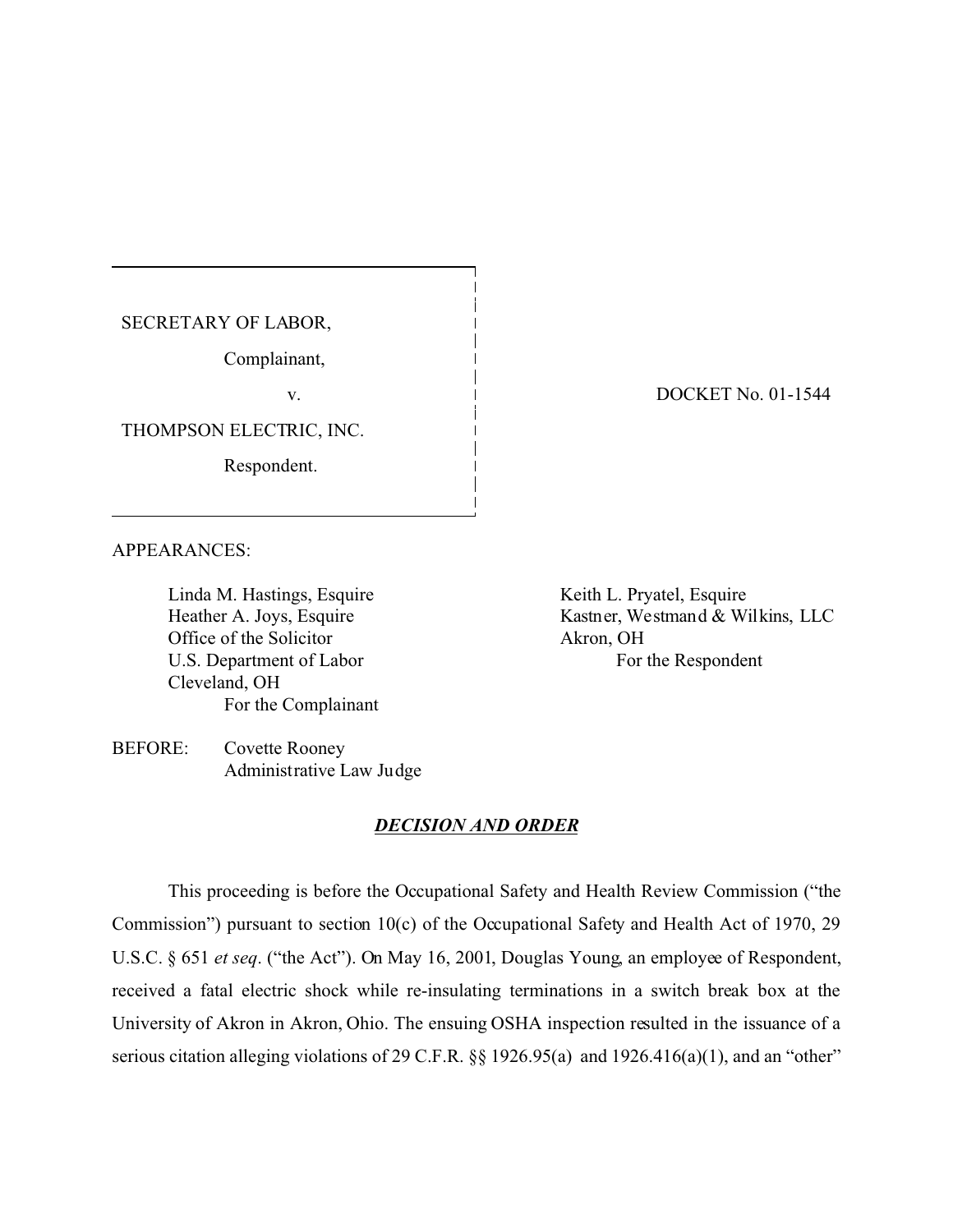SECRETARY OF LABOR,

Complainant,

v.

THOMPSON ELECTRIC, INC.

Respondent.

DOCKET No. 01-1544

APPEARANCES:

Linda M. Hastings, Esquire
Heather A. Joys, Esquire
Office of the Solicitor
U.S. Department of Labor
Cleveland, OH
For the Complainant

Keith L. Pryatel, Esquire
Kastner, Westmand & Wilkins, LLC
Akron, OH
For the Respondent

BEFORE: Covette Rooney
Administrative Law Judge

## ***DECISION AND ORDER***

This proceeding is before the Occupational Safety and Health Review Commission ("the Commission") pursuant to section 10(c) of the Occupational Safety and Health Act of 1970, 29 U.S.C. § 651 *et seq*. ("the Act"). On May 16, 2001, Douglas Young, an employee of Respondent, received a fatal electric shock while re-insulating terminations in a switch break box at the University of Akron in Akron, Ohio. The ensuing OSHA inspection resulted in the issuance of a serious citation alleging violations of 29 C.F.R. §§ 1926.95(a) and 1926.416(a)(1), and an "other"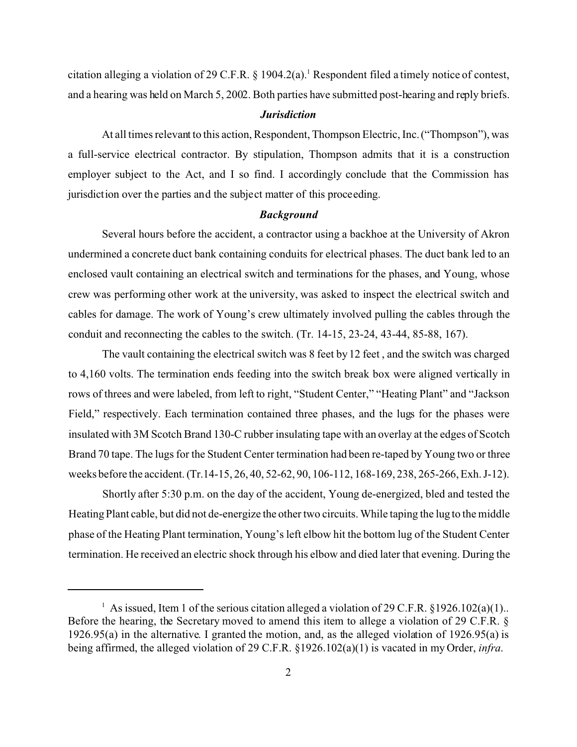citation alleging a violation of 29 C.F.R. § 1904.2(a).[1] Respondent filed a timely notice of contest, and a hearing was held on March 5, 2002. Both parties have submitted post-hearing and reply briefs.

### *Jurisdiction*

At all times relevant to this action, Respondent, Thompson Electric, Inc. ("Thompson"), was a full-service electrical contractor. By stipulation, Thompson admits that it is a construction employer subject to the Act, and I so find. I accordingly conclude that the Commission has jurisdiction over the parties and the subject matter of this proceeding.

### *Background*

Several hours before the accident, a contractor using a backhoe at the University of Akron undermined a concrete duct bank containing conduits for electrical phases. The duct bank led to an enclosed vault containing an electrical switch and terminations for the phases, and Young, whose crew was performing other work at the university, was asked to inspect the electrical switch and cables for damage. The work of Young's crew ultimately involved pulling the cables through the conduit and reconnecting the cables to the switch. (Tr. 14-15, 23-24, 43-44, 85-88, 167).

The vault containing the electrical switch was 8 feet by 12 feet , and the switch was charged to 4,160 volts. The termination ends feeding into the switch break box were aligned vertically in rows of threes and were labeled, from left to right, "Student Center," "Heating Plant" and "Jackson Field," respectively. Each termination contained three phases, and the lugs for the phases were insulated with 3M Scotch Brand 130-C rubber insulating tape with an overlay at the edges of Scotch Brand 70 tape. The lugs for the Student Center termination had been re-taped by Young two or three weeks before the accident. (Tr.14-15, 26, 40, 52-62, 90, 106-112, 168-169, 238, 265-266, Exh. J-12).

Shortly after 5:30 p.m. on the day of the accident, Young de-energized, bled and tested the Heating Plant cable, but did not de-energize the other two circuits. While taping the lug to the middle phase of the Heating Plant termination, Young's left elbow hit the bottom lug of the Student Center termination. He received an electric shock through his elbow and died later that evening. During the

---

[1] As issued, Item 1 of the serious citation alleged a violation of 29 C.F.R. §1926.102(a)(1).. Before the hearing, the Secretary moved to amend this item to allege a violation of 29 C.F.R. § 1926.95(a) in the alternative. I granted the motion, and, as the alleged violation of 1926.95(a) is being affirmed, the alleged violation of 29 C.F.R. §1926.102(a)(1) is vacated in my Order, *infra*.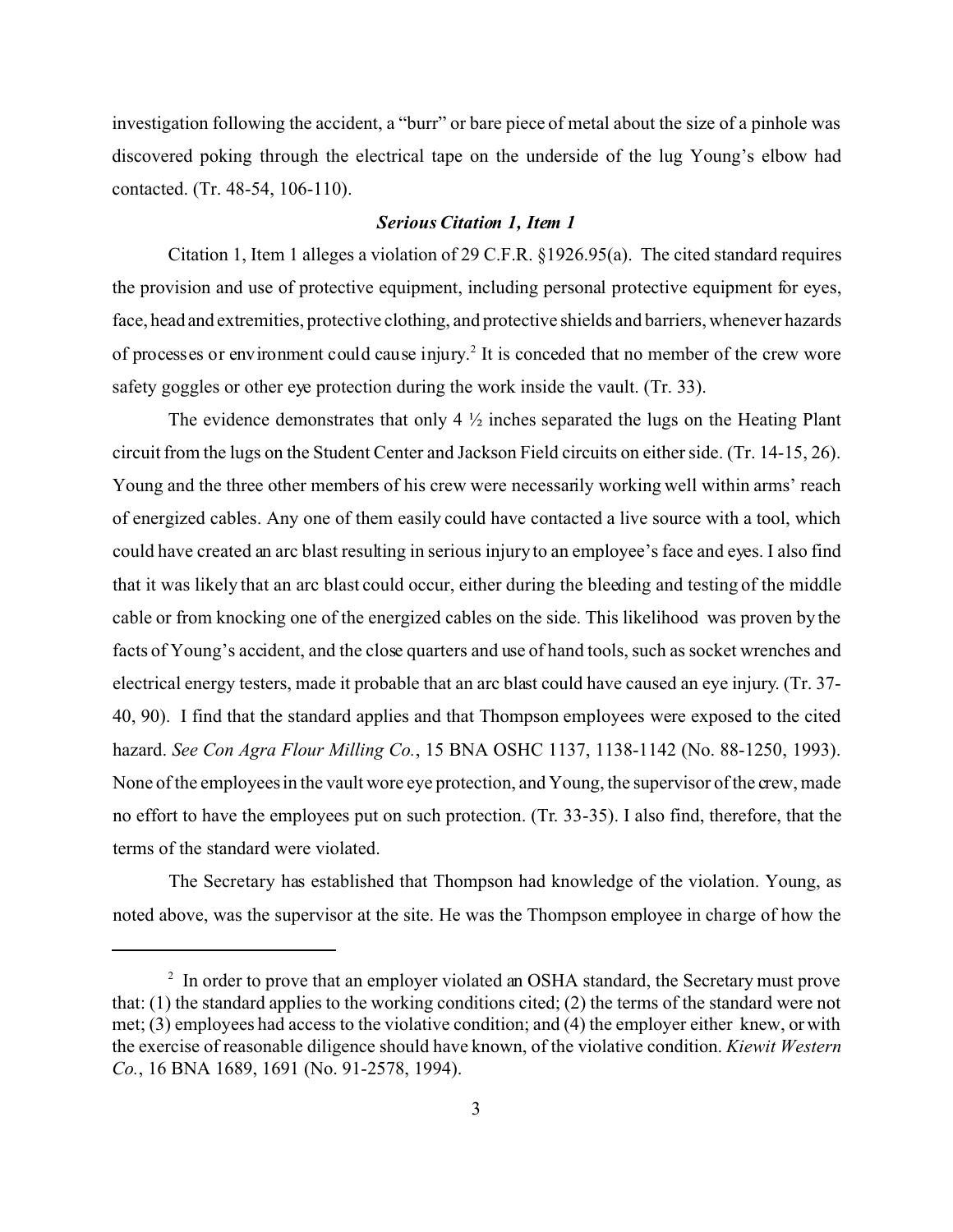investigation following the accident, a "burr" or bare piece of metal about the size of a pinhole was discovered poking through the electrical tape on the underside of the lug Young's elbow had contacted. (Tr. 48-54, 106-110).

### *Serious Citation 1, Item 1*

Citation 1, Item 1 alleges a violation of 29 C.F.R. §1926.95(a). The cited standard requires the provision and use of protective equipment, including personal protective equipment for eyes, face, head and extremities, protective clothing, and protective shields and barriers, whenever hazards of processes or environment could cause injury.[2] It is conceded that no member of the crew wore safety goggles or other eye protection during the work inside the vault. (Tr. 33).

The evidence demonstrates that only 4 ½ inches separated the lugs on the Heating Plant circuit from the lugs on the Student Center and Jackson Field circuits on either side. (Tr. 14-15, 26). Young and the three other members of his crew were necessarily working well within arms' reach of energized cables. Any one of them easily could have contacted a live source with a tool, which could have created an arc blast resulting in serious injury to an employee's face and eyes. I also find that it was likely that an arc blast could occur, either during the bleeding and testing of the middle cable or from knocking one of the energized cables on the side. This likelihood was proven by the facts of Young's accident, and the close quarters and use of hand tools, such as socket wrenches and electrical energy testers, made it probable that an arc blast could have caused an eye injury. (Tr. 37-40, 90). I find that the standard applies and that Thompson employees were exposed to the cited hazard. *See Con Agra Flour Milling Co.*, 15 BNA OSHC 1137, 1138-1142 (No. 88-1250, 1993). None of the employees in the vault wore eye protection, and Young, the supervisor of the crew, made no effort to have the employees put on such protection. (Tr. 33-35). I also find, therefore, that the terms of the standard were violated.

The Secretary has established that Thompson had knowledge of the violation. Young, as noted above, was the supervisor at the site. He was the Thompson employee in charge of how the

---

[2] In order to prove that an employer violated an OSHA standard, the Secretary must prove that: (1) the standard applies to the working conditions cited; (2) the terms of the standard were not met; (3) employees had access to the violative condition; and (4) the employer either knew, or with the exercise of reasonable diligence should have known, of the violative condition. *Kiewit Western Co.*, 16 BNA 1689, 1691 (No. 91-2578, 1994).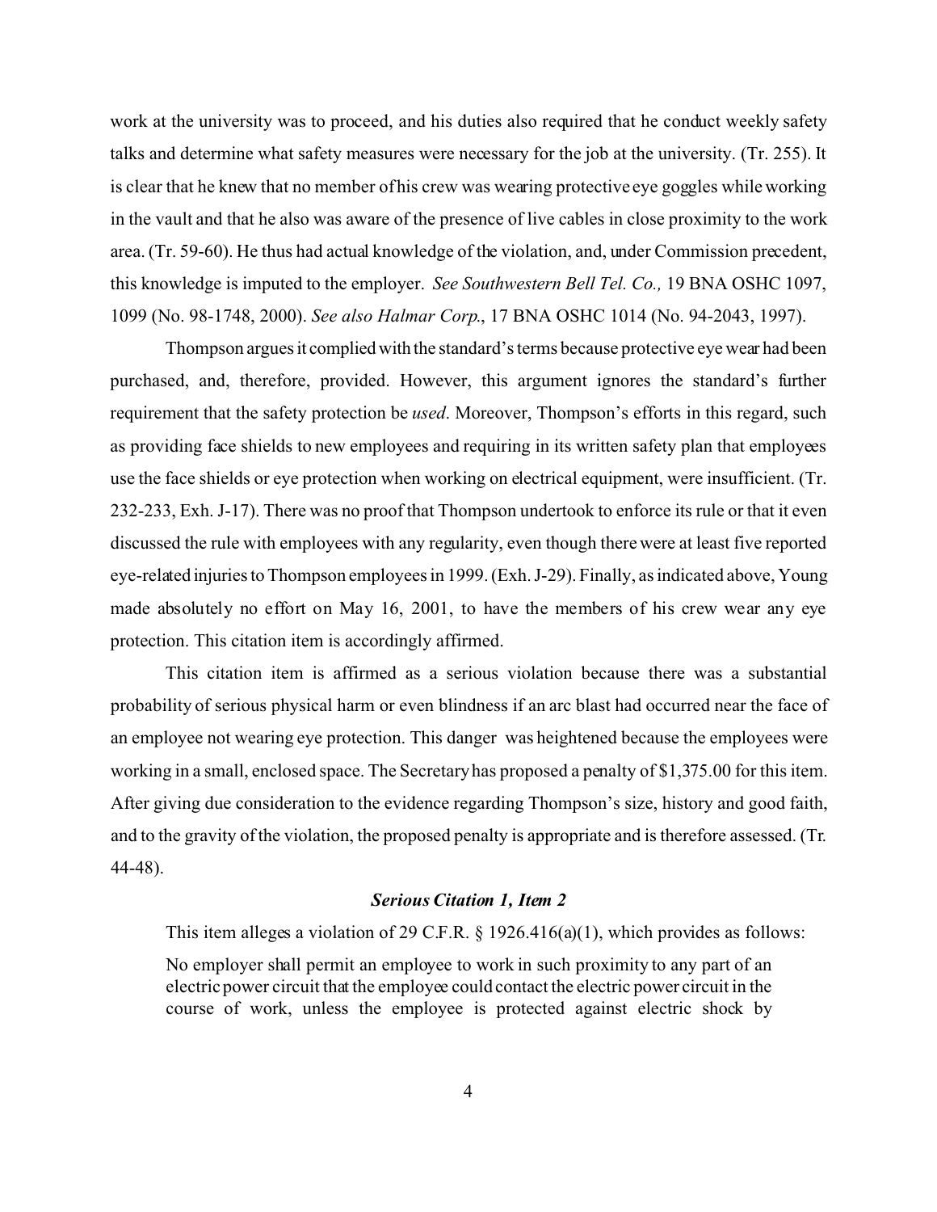work at the university was to proceed, and his duties also required that he conduct weekly safety talks and determine what safety measures were necessary for the job at the university. (Tr. 255). It is clear that he knew that no member of his crew was wearing protective eye goggles while working in the vault and that he also was aware of the presence of live cables in close proximity to the work area. (Tr. 59-60). He thus had actual knowledge of the violation, and, under Commission precedent, this knowledge is imputed to the employer. *See Southwestern Bell Tel. Co.,* 19 BNA OSHC 1097, 1099 (No. 98-1748, 2000). *See also Halmar Corp*., 17 BNA OSHC 1014 (No. 94-2043, 1997).

Thompson argues it complied with the standard's terms because protective eye wear had been purchased, and, therefore, provided. However, this argument ignores the standard's further requirement that the safety protection be *used*. Moreover, Thompson's efforts in this regard, such as providing face shields to new employees and requiring in its written safety plan that employees use the face shields or eye protection when working on electrical equipment, were insufficient. (Tr. 232-233, Exh. J-17). There was no proof that Thompson undertook to enforce its rule or that it even discussed the rule with employees with any regularity, even though there were at least five reported eye-related injuries to Thompson employees in 1999. (Exh. J-29). Finally, as indicated above, Young made absolutely no effort on May 16, 2001, to have the members of his crew wear any eye protection. This citation item is accordingly affirmed.

This citation item is affirmed as a serious violation because there was a substantial probability of serious physical harm or even blindness if an arc blast had occurred near the face of an employee not wearing eye protection. This danger was heightened because the employees were working in a small, enclosed space. The Secretary has proposed a penalty of $1,375.00 for this item. After giving due consideration to the evidence regarding Thompson's size, history and good faith, and to the gravity of the violation, the proposed penalty is appropriate and is therefore assessed. (Tr. 44-48).

### *Serious Citation 1, Item 2*

This item alleges a violation of 29 C.F.R. § 1926.416(a)(1), which provides as follows:

> No employer shall permit an employee to work in such proximity to any part of an electric power circuit that the employee could contact the electric power circuit in the course of work, unless the employee is protected against electric shock by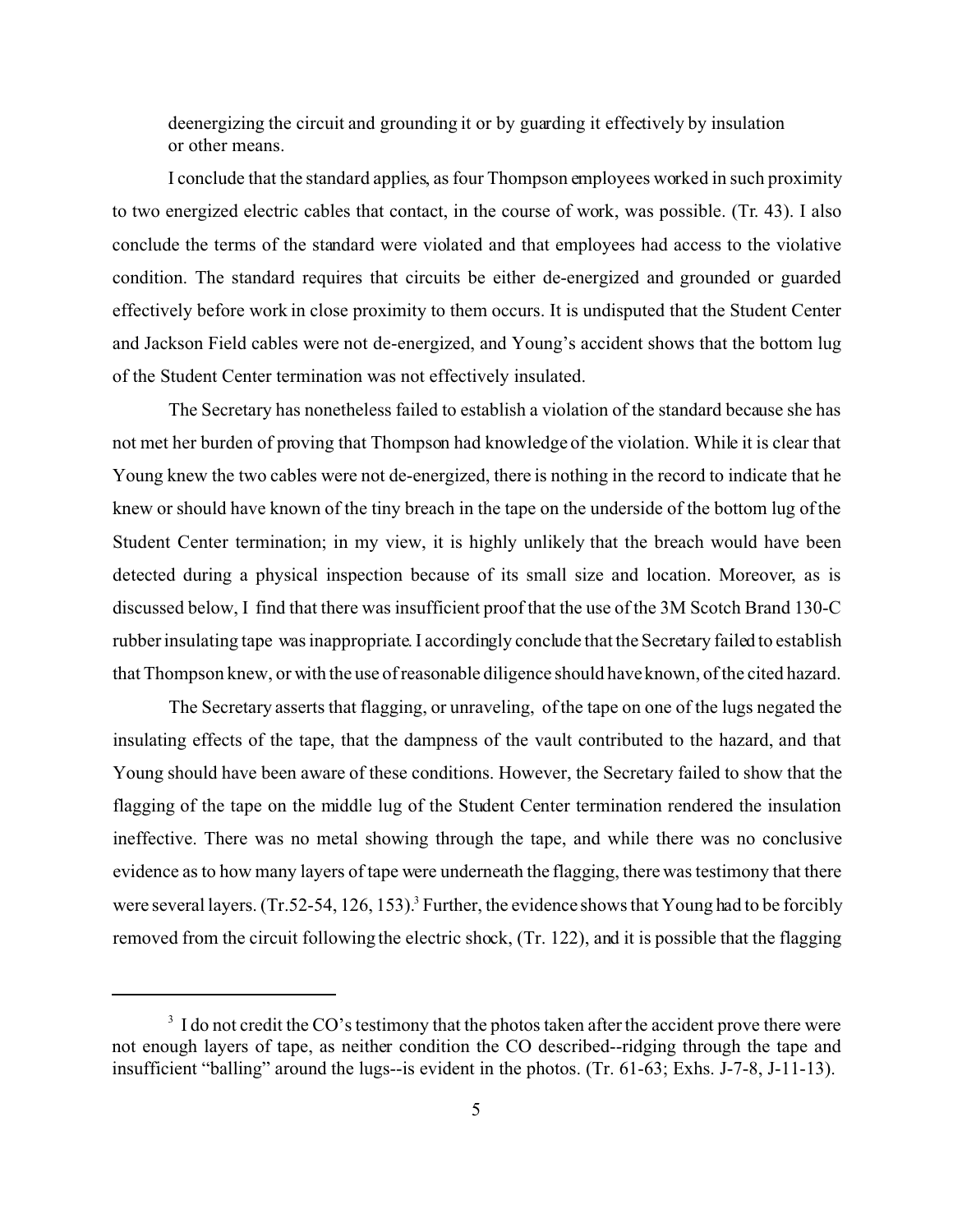deenergizing the circuit and grounding it or by guarding it effectively by insulation or other means.

I conclude that the standard applies, as four Thompson employees worked in such proximity to two energized electric cables that contact, in the course of work, was possible. (Tr. 43). I also conclude the terms of the standard were violated and that employees had access to the violative condition. The standard requires that circuits be either de-energized and grounded or guarded effectively before work in close proximity to them occurs. It is undisputed that the Student Center and Jackson Field cables were not de-energized, and Young's accident shows that the bottom lug of the Student Center termination was not effectively insulated.

The Secretary has nonetheless failed to establish a violation of the standard because she has not met her burden of proving that Thompson had knowledge of the violation. While it is clear that Young knew the two cables were not de-energized, there is nothing in the record to indicate that he knew or should have known of the tiny breach in the tape on the underside of the bottom lug of the Student Center termination; in my view, it is highly unlikely that the breach would have been detected during a physical inspection because of its small size and location. Moreover, as is discussed below, I find that there was insufficient proof that the use of the 3M Scotch Brand 130-C rubber insulating tape was inappropriate. I accordingly conclude that the Secretary failed to establish that Thompson knew, or with the use of reasonable diligence should have known, of the cited hazard.

The Secretary asserts that flagging, or unraveling, of the tape on one of the lugs negated the insulating effects of the tape, that the dampness of the vault contributed to the hazard, and that Young should have been aware of these conditions. However, the Secretary failed to show that the flagging of the tape on the middle lug of the Student Center termination rendered the insulation ineffective. There was no metal showing through the tape, and while there was no conclusive evidence as to how many layers of tape were underneath the flagging, there was testimony that there were several layers. (Tr.52-54, 126, 153).[3] Further, the evidence shows that Young had to be forcibly removed from the circuit following the electric shock, (Tr. 122), and it is possible that the flagging

---

[3] I do not credit the CO's testimony that the photos taken after the accident prove there were not enough layers of tape, as neither condition the CO described--ridging through the tape and insufficient "balling" around the lugs--is evident in the photos. (Tr. 61-63; Exhs. J-7-8, J-11-13).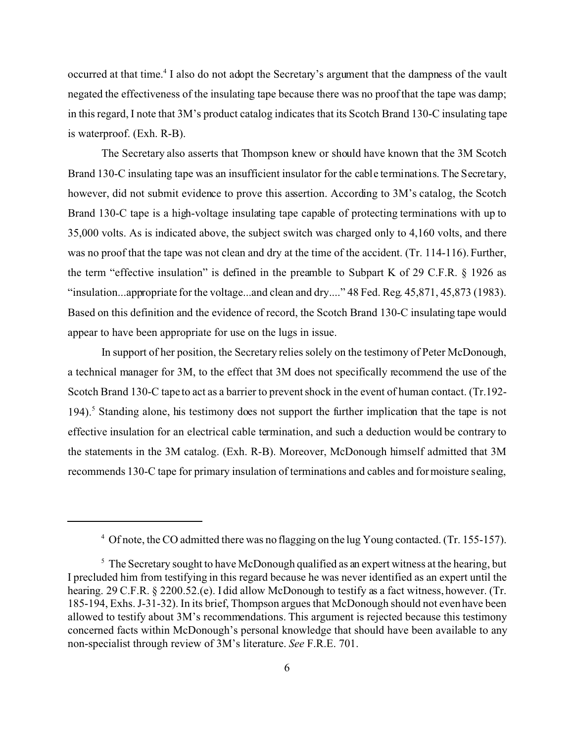occurred at that time.[4] I also do not adopt the Secretary's argument that the dampness of the vault negated the effectiveness of the insulating tape because there was no proof that the tape was damp; in this regard, I note that 3M's product catalog indicates that its Scotch Brand 130-C insulating tape is waterproof. (Exh. R-B).

The Secretary also asserts that Thompson knew or should have known that the 3M Scotch Brand 130-C insulating tape was an insufficient insulator for the cable terminations. The Secretary, however, did not submit evidence to prove this assertion. According to 3M's catalog, the Scotch Brand 130-C tape is a high-voltage insulating tape capable of protecting terminations with up to 35,000 volts. As is indicated above, the subject switch was charged only to 4,160 volts, and there was no proof that the tape was not clean and dry at the time of the accident. (Tr. 114-116). Further, the term "effective insulation" is defined in the preamble to Subpart K of 29 C.F.R. § 1926 as "insulation...appropriate for the voltage...and clean and dry...." 48 Fed. Reg. 45,871, 45,873 (1983). Based on this definition and the evidence of record, the Scotch Brand 130-C insulating tape would appear to have been appropriate for use on the lugs in issue.

In support of her position, the Secretary relies solely on the testimony of Peter McDonough, a technical manager for 3M, to the effect that 3M does not specifically recommend the use of the Scotch Brand 130-C tape to act as a barrier to prevent shock in the event of human contact. (Tr.192-194).[5] Standing alone, his testimony does not support the further implication that the tape is not effective insulation for an electrical cable termination, and such a deduction would be contrary to the statements in the 3M catalog. (Exh. R-B). Moreover, McDonough himself admitted that 3M recommends 130-C tape for primary insulation of terminations and cables and for moisture sealing,

---

[4] Of note, the CO admitted there was no flagging on the lug Young contacted. (Tr. 155-157).

[5] The Secretary sought to have McDonough qualified as an expert witness at the hearing, but I precluded him from testifying in this regard because he was never identified as an expert until the hearing. 29 C.F.R. § 2200.52.(e). I did allow McDonough to testify as a fact witness, however. (Tr. 185-194, Exhs. J-31-32). In its brief, Thompson argues that McDonough should not even have been allowed to testify about 3M's recommendations. This argument is rejected because this testimony concerned facts within McDonough's personal knowledge that should have been available to any non-specialist through review of 3M's literature. *See* F.R.E. 701.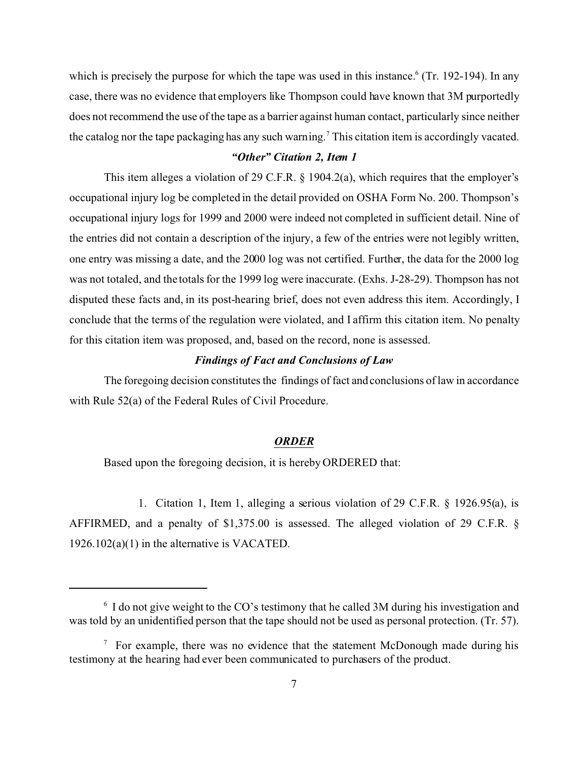which is precisely the purpose for which the tape was used in this instance.[6] (Tr. 192-194). In any case, there was no evidence that employers like Thompson could have known that 3M purportedly does not recommend the use of the tape as a barrier against human contact, particularly since neither the catalog nor the tape packaging has any such warning.[7] This citation item is accordingly vacated.

### *"Other" Citation 2, Item 1*

This item alleges a violation of 29 C.F.R. § 1904.2(a), which requires that the employer's occupational injury log be completed in the detail provided on OSHA Form No. 200. Thompson's occupational injury logs for 1999 and 2000 were indeed not completed in sufficient detail. Nine of the entries did not contain a description of the injury, a few of the entries were not legibly written, one entry was missing a date, and the 2000 log was not certified. Further, the data for the 2000 log was not totaled, and the totals for the 1999 log were inaccurate. (Exhs. J-28-29). Thompson has not disputed these facts and, in its post-hearing brief, does not even address this item. Accordingly, I conclude that the terms of the regulation were violated, and I affirm this citation item. No penalty for this citation item was proposed, and, based on the record, none is assessed.

### *Findings of Fact and Conclusions of Law*

The foregoing decision constitutes the findings of fact and conclusions of law in accordance with Rule 52(a) of the Federal Rules of Civil Procedure.

## ***ORDER***

Based upon the foregoing decision, it is hereby ORDERED that:

1. Citation 1, Item 1, alleging a serious violation of 29 C.F.R. § 1926.95(a), is AFFIRMED, and a penalty of $1,375.00 is assessed. The alleged violation of 29 C.F.R. § 1926.102(a)(1) in the alternative is VACATED.

---

[6] I do not give weight to the CO's testimony that he called 3M during his investigation and was told by an unidentified person that the tape should not be used as personal protection. (Tr. 57).

[7] For example, there was no evidence that the statement McDonough made during his testimony at the hearing had ever been communicated to purchasers of the product.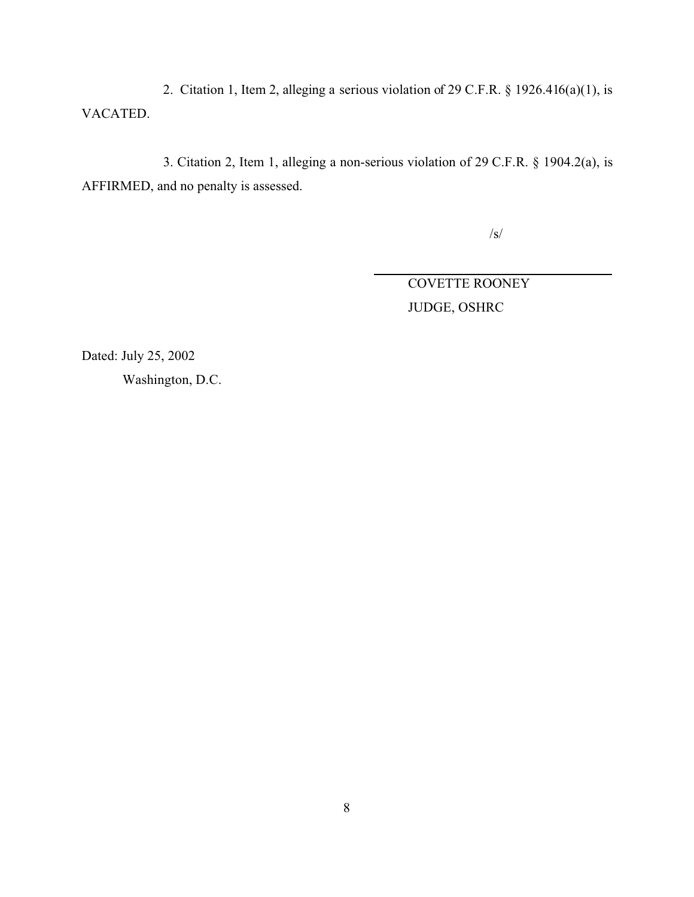2. Citation 1, Item 2, alleging a serious violation of 29 C.F.R. § 1926.416(a)(1), is VACATED.

3. Citation 2, Item 1, alleging a non-serious violation of 29 C.F.R. § 1904.2(a), is AFFIRMED, and no penalty is assessed.

/s/

COVETTE ROONEY
JUDGE, OSHRC

Dated: July 25, 2002
Washington, D.C.